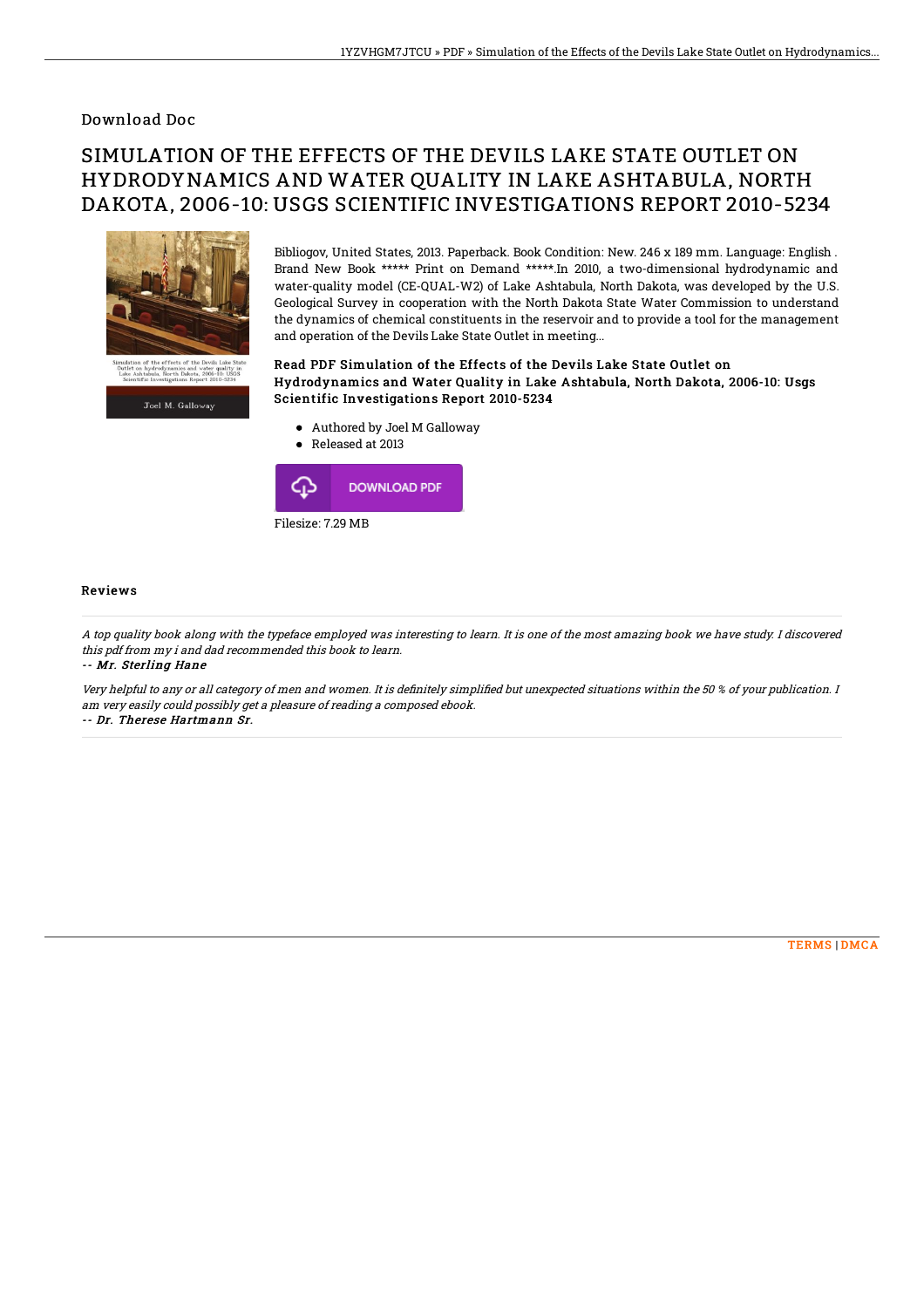Download Doc

# SIMULATION OF THE EFFECTS OF THE DEVILS LAKE STATE OUTLET ON HYDRODYNAMICS AND WATER QUALITY IN LAKE ASHTABULA, NORTH DAKOTA, 2006-10: USGS SCIENTIFIC INVESTIGATIONS REPORT 2010-5234

Bibliogov, United States, 2013. Paperback. Book Condition: New. 246 x 189 mm. Language: English . Brand New Book ***** Print on Demand *****.In 2010, a two-dimensional hydrodynamic and water-quality model (CE-QUAL-W2) of Lake Ashtabula, North Dakota, was developed by the U.S. Geological Survey in cooperation with the North Dakota State Water Commission to understand the dynamics of chemical constituents in the reservoir and to provide a tool for the management and operation of the Devils Lake State Outlet in meeting...

### Read PDF Simulation of the Effects of the Devils Lake State Outlet on Hydrodynamics and Water Quality in Lake Ashtabula, North Dakota, 2006-10: Usgs Scientific Investigations Report 2010-5234

- Authored by Joel M Galloway
- Released at 2013

DOWNLOAD PDF

Filesize: 7.29 MB

## Reviews

*A top quality book along with the typeface employed was interesting to learn. It is one of the most amazing book we have study. I discovered this pdf from my i and dad recommended this book to learn.*

*-- Mr. Sterling Hane*

*Very helpful to any or all category of men and women. It is definitely simplified but unexpected situations within the 50 % of your publication. I am very easily could possibly get a pleasure of reading a composed ebook.*

*-- Dr. Therese Hartmann Sr.*

TERMS | DMCA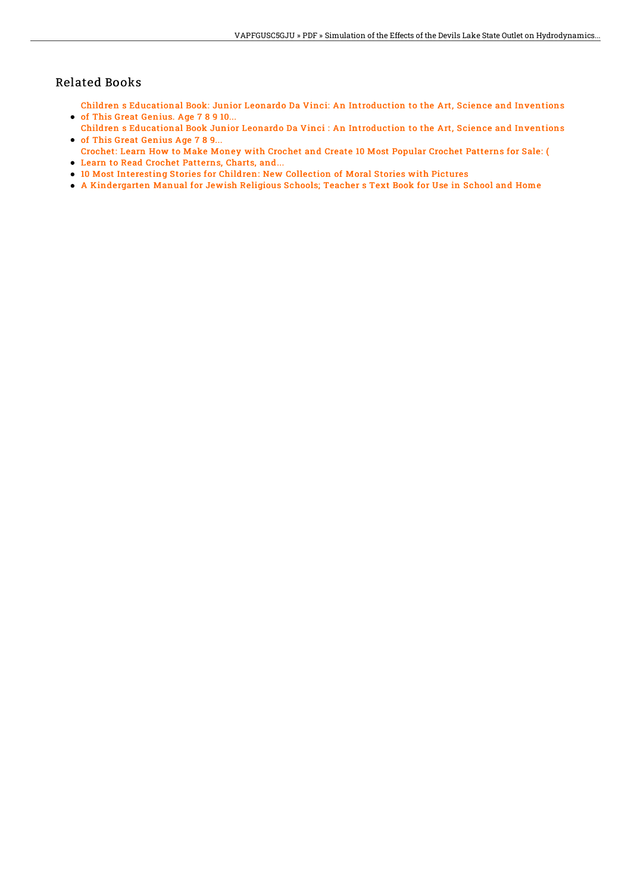## Related Books

- Children s Educational Book: Junior Leonardo Da Vinci: An Introduction to the Art, Science and Inventions of This Great Genius. Age 7 8 9 10...
- Children s Educational Book Junior Leonardo Da Vinci : An Introduction to the Art, Science and Inventions of This Great Genius Age 7 8 9...
- Crochet: Learn How to Make Money with Crochet and Create 10 Most Popular Crochet Patterns for Sale: ( Learn to Read Crochet Patterns, Charts, and...
- 10 Most Interesting Stories for Children: New Collection of Moral Stories with Pictures
- A Kindergarten Manual for Jewish Religious Schools; Teacher s Text Book for Use in School and Home